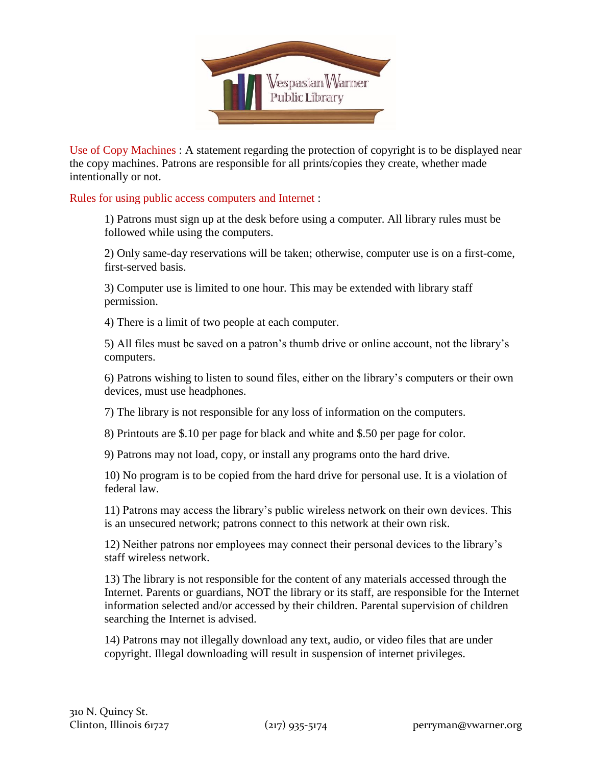Vespasian Warner Public Library

Use of Copy Machines : A statement regarding the protection of copyright is to be displayed near the copy machines. Patrons are responsible for all prints/copies they create, whether made intentionally or not.

Rules for using public access computers and Internet :

1) Patrons must sign up at the desk before using a computer. All library rules must be followed while using the computers.

2) Only same-day reservations will be taken; otherwise, computer use is on a first-come, first-served basis.

3) Computer use is limited to one hour. This may be extended with library staff permission.

4) There is a limit of two people at each computer.

5) All files must be saved on a patron's thumb drive or online account, not the library's computers.

6) Patrons wishing to listen to sound files, either on the library's computers or their own devices, must use headphones.

7) The library is not responsible for any loss of information on the computers.

8) Printouts are $.10 per page for black and white and $.50 per page for color.

9) Patrons may not load, copy, or install any programs onto the hard drive.

10) No program is to be copied from the hard drive for personal use. It is a violation of federal law.

11) Patrons may access the library's public wireless network on their own devices. This is an unsecured network; patrons connect to this network at their own risk.

12) Neither patrons nor employees may connect their personal devices to the library's staff wireless network.

13) The library is not responsible for the content of any materials accessed through the Internet. Parents or guardians, NOT the library or its staff, are responsible for the Internet information selected and/or accessed by their children. Parental supervision of children searching the Internet is advised.

14) Patrons may not illegally download any text, audio, or video files that are under copyright. Illegal downloading will result in suspension of internet privileges.

310 N. Quincy St.
Clinton, Illinois 61727 (217) 935-5174 perryman@vwarner.org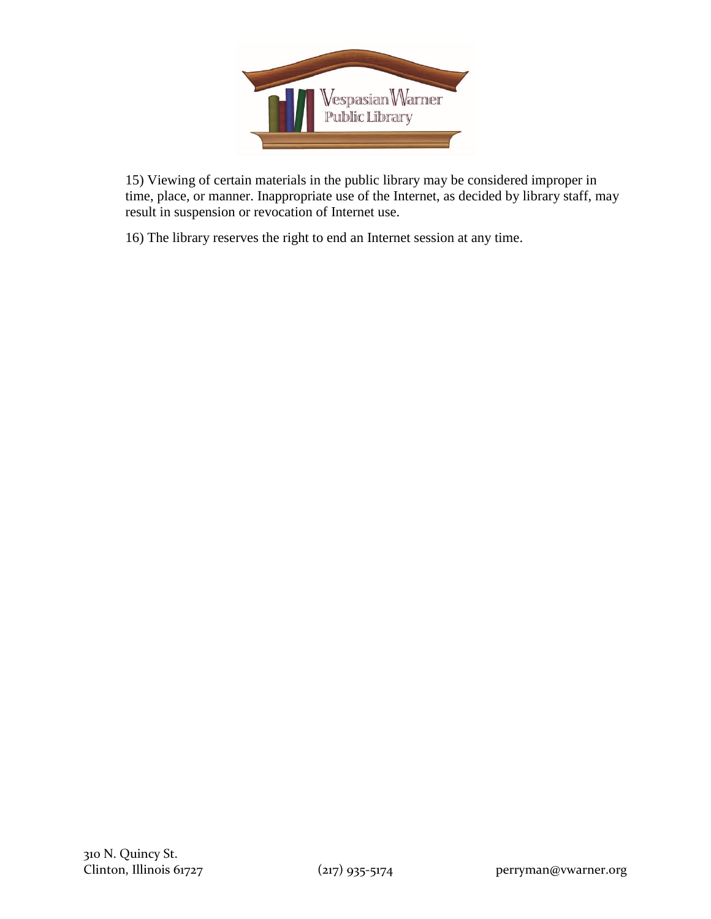15) Viewing of certain materials in the public library may be considered improper in time, place, or manner. Inappropriate use of the Internet, as decided by library staff, may result in suspension or revocation of Internet use.

16) The library reserves the right to end an Internet session at any time.